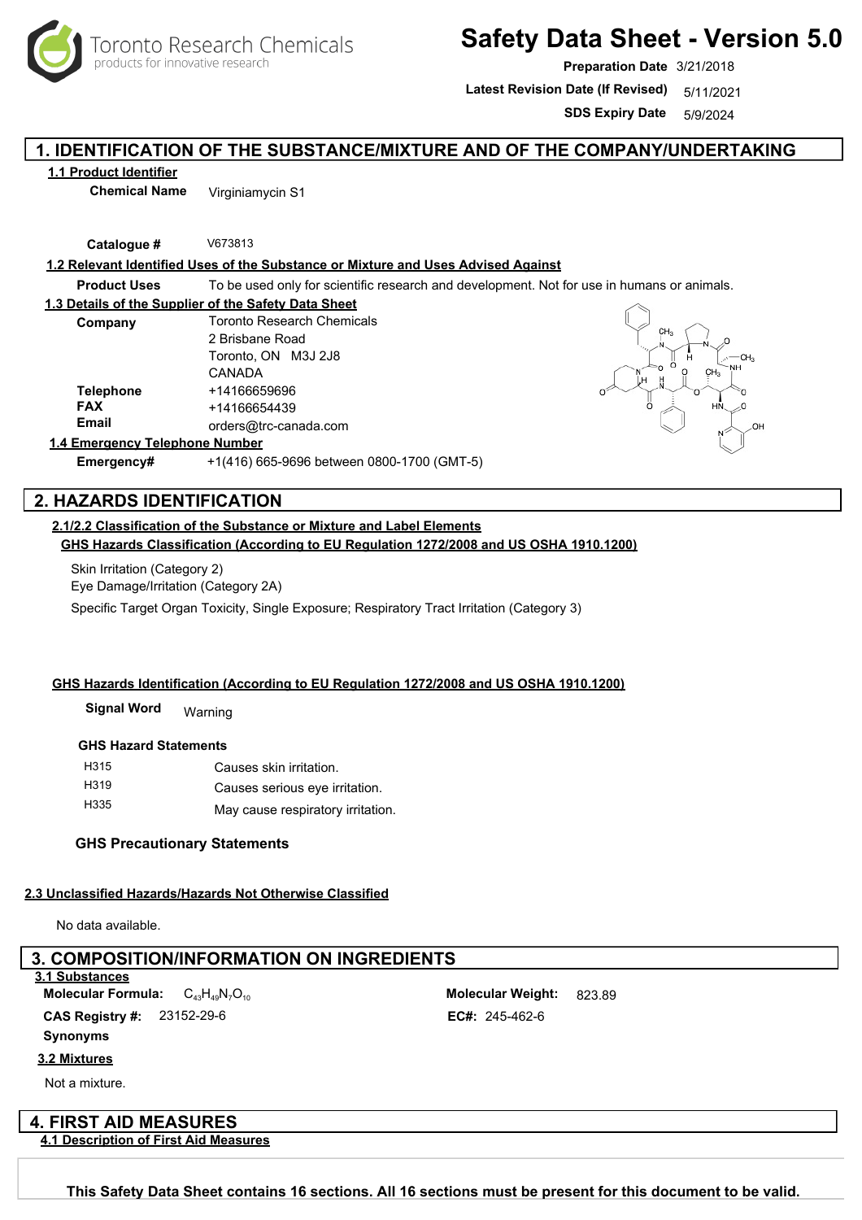# Safety Data Sheet - Version 5.0

Toronto Research Chemicals
products for innovative research

**Preparation Date** 3/21/2018
**Latest Revision Date (If Revised)** 5/11/2021
**SDS Expiry Date** 5/9/2024

## 1. IDENTIFICATION OF THE SUBSTANCE/MIXTURE AND OF THE COMPANY/UNDERTAKING

### 1.1 Product Identifier

**Chemical Name** Virginiamycin S1

**Catalogue #** V673813

### 1.2 Relevant Identified Uses of the Substance or Mixture and Uses Advised Against

**Product Uses** To be used only for scientific research and development. Not for use in humans or animals.

### 1.3 Details of the Supplier of the Safety Data Sheet

**Company** Toronto Research Chemicals
2 Brisbane Road
Toronto, ON M3J 2J8
CANADA

**Telephone** +14166659696
**FAX** +14166654439
**Email** orders@trc-canada.com

### 1.4 Emergency Telephone Number

**Emergency#** +1(416) 665-9696 between 0800-1700 (GMT-5)

## 2. HAZARDS IDENTIFICATION

### 2.1/2.2 Classification of the Substance or Mixture and Label Elements

**GHS Hazards Classification (According to EU Regulation 1272/2008 and US OSHA 1910.1200)**

Skin Irritation (Category 2)
Eye Damage/Irritation (Category 2A)
Specific Target Organ Toxicity, Single Exposure; Respiratory Tract Irritation (Category 3)

**GHS Hazards Identification (According to EU Regulation 1272/2008 and US OSHA 1910.1200)**

**Signal Word** Warning

**GHS Hazard Statements**

| | |
|---|---|
| H315 | Causes skin irritation. |
| H319 | Causes serious eye irritation. |
| H335 | May cause respiratory irritation. |

**GHS Precautionary Statements**

### 2.3 Unclassified Hazards/Hazards Not Otherwise Classified

No data available.

## 3. COMPOSITION/INFORMATION ON INGREDIENTS

### 3.1 Substances

**Molecular Formula:** $C_{43}H_{49}N_{7}O_{10}$
**Molecular Weight:** 823.89
**CAS Registry #:** 23152-29-6
**EC#:** 245-462-6
**Synonyms**

### 3.2 Mixtures

Not a mixture.

## 4. FIRST AID MEASURES

### 4.1 Description of First Aid Measures

**This Safety Data Sheet contains 16 sections. All 16 sections must be present for this document to be valid.**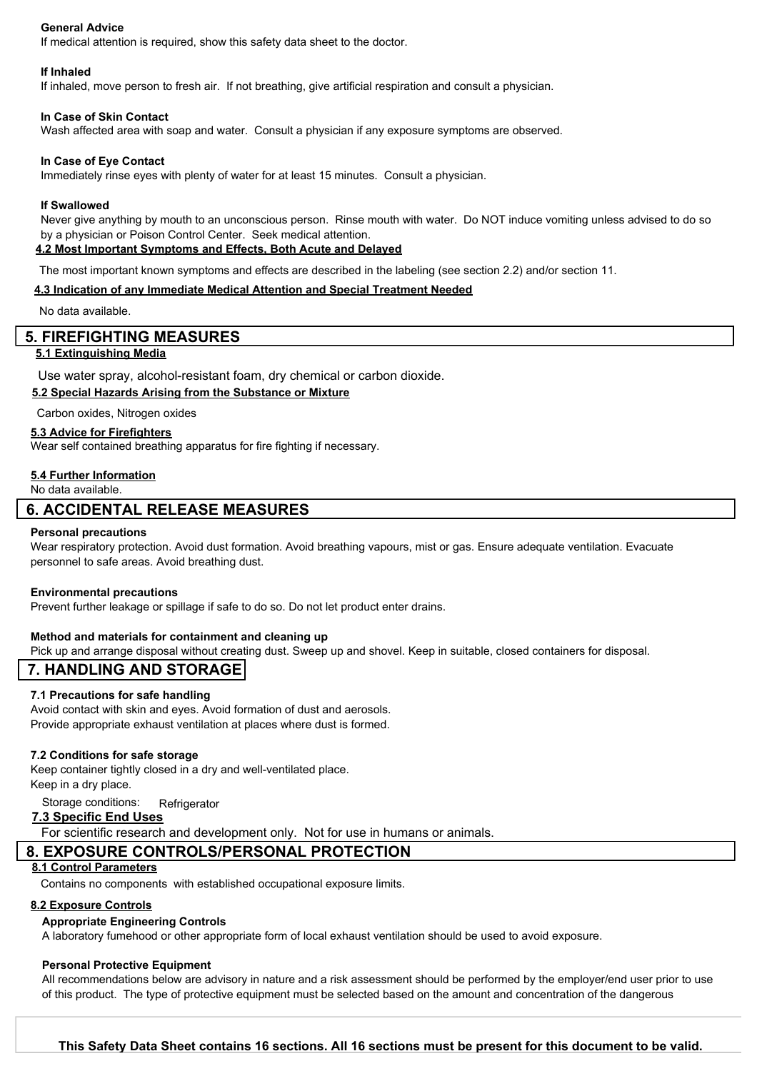**General Advice**

If medical attention is required, show this safety data sheet to the doctor.

**If Inhaled**

If inhaled, move person to fresh air. If not breathing, give artificial respiration and consult a physician.

**In Case of Skin Contact**

Wash affected area with soap and water. Consult a physician if any exposure symptoms are observed.

**In Case of Eye Contact**

Immediately rinse eyes with plenty of water for at least 15 minutes. Consult a physician.

**If Swallowed**

Never give anything by mouth to an unconscious person. Rinse mouth with water. Do NOT induce vomiting unless advised to do so by a physician or Poison Control Center. Seek medical attention.

### 4.2 Most Important Symptoms and Effects, Both Acute and Delayed

The most important known symptoms and effects are described in the labeling (see section 2.2) and/or section 11.

### 4.3 Indication of any Immediate Medical Attention and Special Treatment Needed

No data available.

## 5. FIREFIGHTING MEASURES

### 5.1 Extinguishing Media

Use water spray, alcohol-resistant foam, dry chemical or carbon dioxide.

### 5.2 Special Hazards Arising from the Substance or Mixture

Carbon oxides, Nitrogen oxides

### 5.3 Advice for Firefighters

Wear self contained breathing apparatus for fire fighting if necessary.

### 5.4 Further Information

No data available.

## 6. ACCIDENTAL RELEASE MEASURES

**Personal precautions**

Wear respiratory protection. Avoid dust formation. Avoid breathing vapours, mist or gas. Ensure adequate ventilation. Evacuate personnel to safe areas. Avoid breathing dust.

**Environmental precautions**

Prevent further leakage or spillage if safe to do so. Do not let product enter drains.

**Method and materials for containment and cleaning up**

Pick up and arrange disposal without creating dust. Sweep up and shovel. Keep in suitable, closed containers for disposal.

## 7. HANDLING AND STORAGE

### 7.1 Precautions for safe handling

Avoid contact with skin and eyes. Avoid formation of dust and aerosols.
Provide appropriate exhaust ventilation at places where dust is formed.

### 7.2 Conditions for safe storage

Keep container tightly closed in a dry and well-ventilated place.
Keep in a dry place.

Storage conditions: Refrigerator

### 7.3 Specific End Uses

For scientific research and development only. Not for use in humans or animals.

## 8. EXPOSURE CONTROLS/PERSONAL PROTECTION

### 8.1 Control Parameters

Contains no components with established occupational exposure limits.

### 8.2 Exposure Controls

**Appropriate Engineering Controls**

A laboratory fumehood or other appropriate form of local exhaust ventilation should be used to avoid exposure.

**Personal Protective Equipment**

All recommendations below are advisory in nature and a risk assessment should be performed by the employer/end user prior to use of this product. The type of protective equipment must be selected based on the amount and concentration of the dangerous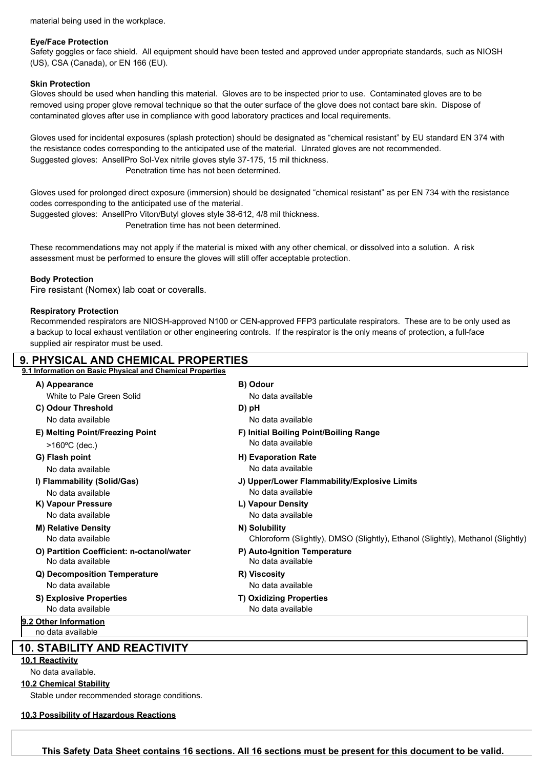material being used in the workplace.

**Eye/Face Protection**

Safety goggles or face shield. All equipment should have been tested and approved under appropriate standards, such as NIOSH (US), CSA (Canada), or EN 166 (EU).

**Skin Protection**

Gloves should be used when handling this material. Gloves are to be inspected prior to use. Contaminated gloves are to be removed using proper glove removal technique so that the outer surface of the glove does not contact bare skin. Dispose of contaminated gloves after use in compliance with good laboratory practices and local requirements.

Gloves used for incidental exposures (splash protection) should be designated as "chemical resistant" by EU standard EN 374 with the resistance codes corresponding to the anticipated use of the material. Unrated gloves are not recommended.
Suggested gloves: AnsellPro Sol-Vex nitrile gloves style 37-175, 15 mil thickness.
Penetration time has not been determined.

Gloves used for prolonged direct exposure (immersion) should be designated "chemical resistant" as per EN 734 with the resistance codes corresponding to the anticipated use of the material.
Suggested gloves: AnsellPro Viton/Butyl gloves style 38-612, 4/8 mil thickness.
Penetration time has not been determined.

These recommendations may not apply if the material is mixed with any other chemical, or dissolved into a solution. A risk assessment must be performed to ensure the gloves will still offer acceptable protection.

**Body Protection**

Fire resistant (Nomex) lab coat or coveralls.

**Respiratory Protection**

Recommended respirators are NIOSH-approved N100 or CEN-approved FFP3 particulate respirators. These are to be only used as a backup to local exhaust ventilation or other engineering controls. If the respirator is the only means of protection, a full-face supplied air respirator must be used.

## 9. PHYSICAL AND CHEMICAL PROPERTIES

### 9.1 Information on Basic Physical and Chemical Properties

**A) Appearance**
White to Pale Green Solid

**B) Odour**
No data available

**C) Odour Threshold**
No data available

**D) pH**
No data available

**E) Melting Point/Freezing Point**
>160ºC (dec.)

**F) Initial Boiling Point/Boiling Range**
No data available

**G) Flash point**
No data available

**H) Evaporation Rate**
No data available

**I) Flammability (Solid/Gas)**
No data available

**J) Upper/Lower Flammability/Explosive Limits**
No data available

**K) Vapour Pressure**
No data available

**L) Vapour Density**
No data available

**M) Relative Density**
No data available

**N) Solubility**
Chloroform (Slightly), DMSO (Slightly), Ethanol (Slightly), Methanol (Slightly)

**O) Partition Coefficient: n-octanol/water**
No data available

**P) Auto-Ignition Temperature**
No data available

**Q) Decomposition Temperature**
No data available

**R) Viscosity**
No data available

**S) Explosive Properties**
No data available

**T) Oxidizing Properties**
No data available

### 9.2 Other Information

no data available

## 10. STABILITY AND REACTIVITY

### 10.1 Reactivity

No data available.

### 10.2 Chemical Stability

Stable under recommended storage conditions.

### 10.3 Possibility of Hazardous Reactions

**This Safety Data Sheet contains 16 sections. All 16 sections must be present for this document to be valid.**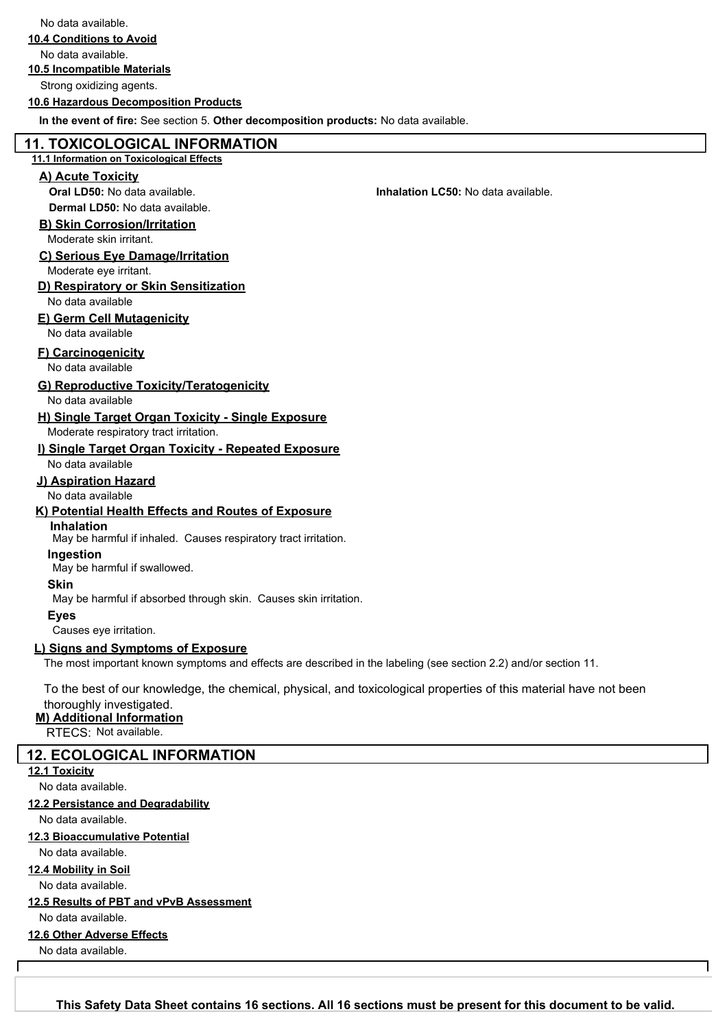No data available.

**10.4 Conditions to Avoid**

No data available.

**10.5 Incompatible Materials**

Strong oxidizing agents.

**10.6 Hazardous Decomposition Products**

**In the event of fire:** See section 5. **Other decomposition products:** No data available.

## 11. TOXICOLOGICAL INFORMATION

**11.1 Information on Toxicological Effects**

### A) Acute Toxicity

**Oral LD50:** No data available.

**Inhalation LC50:** No data available.

**Dermal LD50:** No data available.

### B) Skin Corrosion/Irritation

Moderate skin irritant.

### C) Serious Eye Damage/Irritation

Moderate eye irritant.

### D) Respiratory or Skin Sensitization

No data available

### E) Germ Cell Mutagenicity

No data available

### F) Carcinogenicity

No data available

### G) Reproductive Toxicity/Teratogenicity

No data available

### H) Single Target Organ Toxicity - Single Exposure

Moderate respiratory tract irritation.

### I) Single Target Organ Toxicity - Repeated Exposure

No data available

### J) Aspiration Hazard

No data available

### K) Potential Health Effects and Routes of Exposure

**Inhalation**

May be harmful if inhaled. Causes respiratory tract irritation.

**Ingestion**

May be harmful if swallowed.

**Skin**

May be harmful if absorbed through skin. Causes skin irritation.

**Eyes**

Causes eye irritation.

### L) Signs and Symptoms of Exposure

The most important known symptoms and effects are described in the labeling (see section 2.2) and/or section 11.

To the best of our knowledge, the chemical, physical, and toxicological properties of this material have not been thoroughly investigated.

### M) Additional Information

RTECS: Not available.

## 12. ECOLOGICAL INFORMATION

**12.1 Toxicity**

No data available.

**12.2 Persistance and Degradability**

No data available.

**12.3 Bioaccumulative Potential**

No data available.

**12.4 Mobility in Soil**

No data available.

**12.5 Results of PBT and vPvB Assessment**

No data available.

**12.6 Other Adverse Effects**

No data available.

**This Safety Data Sheet contains 16 sections. All 16 sections must be present for this document to be valid.**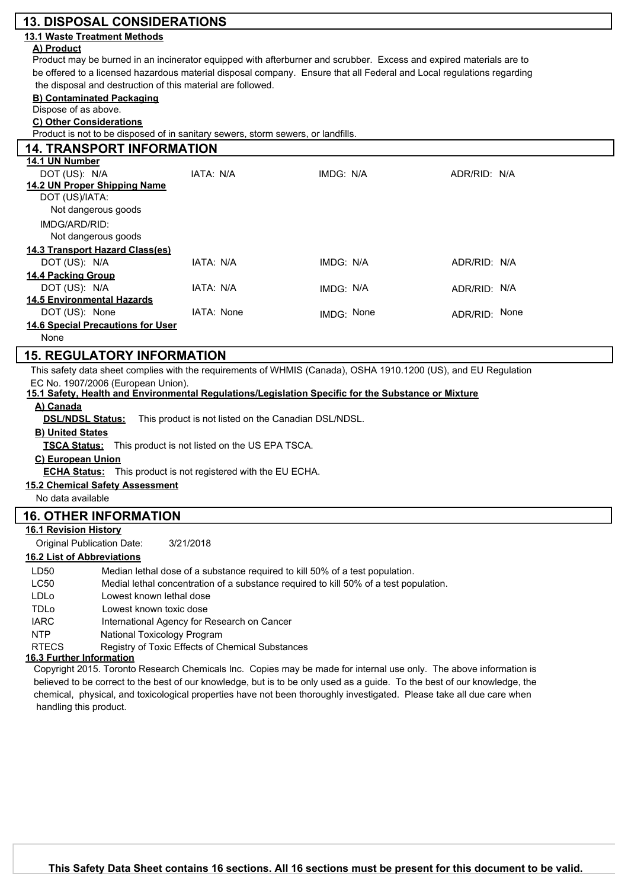## 13. DISPOSAL CONSIDERATIONS

### 13.1 Waste Treatment Methods

**A) Product**

Product may be burned in an incinerator equipped with afterburner and scrubber. Excess and expired materials are to be offered to a licensed hazardous material disposal company. Ensure that all Federal and Local regulations regarding the disposal and destruction of this material are followed.

**B) Contaminated Packaging**

Dispose of as above.

**C) Other Considerations**

Product is not to be disposed of in sanitary sewers, storm sewers, or landfills.

## 14. TRANSPORT INFORMATION

**14.1 UN Number**

| | | | |
|---|---|---|---|
| DOT (US): N/A | IATA: N/A | IMDG: N/A | ADR/RID: N/A |

**14.2 UN Proper Shipping Name**

DOT (US)/IATA:
Not dangerous goods

IMDG/ARD/RID:
Not dangerous goods

**14.3 Transport Hazard Class(es)**

| | | | |
|---|---|---|---|
| DOT (US): N/A | IATA: N/A | IMDG: N/A | ADR/RID: N/A |

**14.4 Packing Group**

| | | | |
|---|---|---|---|
| DOT (US): N/A | IATA: N/A | IMDG: N/A | ADR/RID: N/A |

**14.5 Environmental Hazards**

| | | | |
|---|---|---|---|
| DOT (US): None | IATA: None | IMDG: None | ADR/RID: None |

**14.6 Special Precautions for User**

None

## 15. REGULATORY INFORMATION

This safety data sheet complies with the requirements of WHMIS (Canada), OSHA 1910.1200 (US), and EU Regulation EC No. 1907/2006 (European Union).

**15.1 Safety, Health and Environmental Regulations/Legislation Specific for the Substance or Mixture**

**A) Canada**

**DSL/NDSL Status:** This product is not listed on the Canadian DSL/NDSL.

**B) United States**

**TSCA Status:** This product is not listed on the US EPA TSCA.

**C) European Union**

**ECHA Status:** This product is not registered with the EU ECHA.

**15.2 Chemical Safety Assessment**

No data available

## 16. OTHER INFORMATION

**16.1 Revision History**

Original Publication Date: 3/21/2018

**16.2 List of Abbreviations**

| | |
|---|---|
| LD50 | Median lethal dose of a substance required to kill 50% of a test population. |
| LC50 | Medial lethal concentration of a substance required to kill 50% of a test population. |
| LDLo | Lowest known lethal dose |
| TDLo | Lowest known toxic dose |
| IARC | International Agency for Research on Cancer |
| NTP | National Toxicology Program |
| RTECS | Registry of Toxic Effects of Chemical Substances |

**16.3 Further Information**

Copyright 2015. Toronto Research Chemicals Inc. Copies may be made for internal use only. The above information is believed to be correct to the best of our knowledge, but is to be only used as a guide. To the best of our knowledge, the chemical, physical, and toxicological properties have not been thoroughly investigated. Please take all due care when handling this product.

**This Safety Data Sheet contains 16 sections. All 16 sections must be present for this document to be valid.**